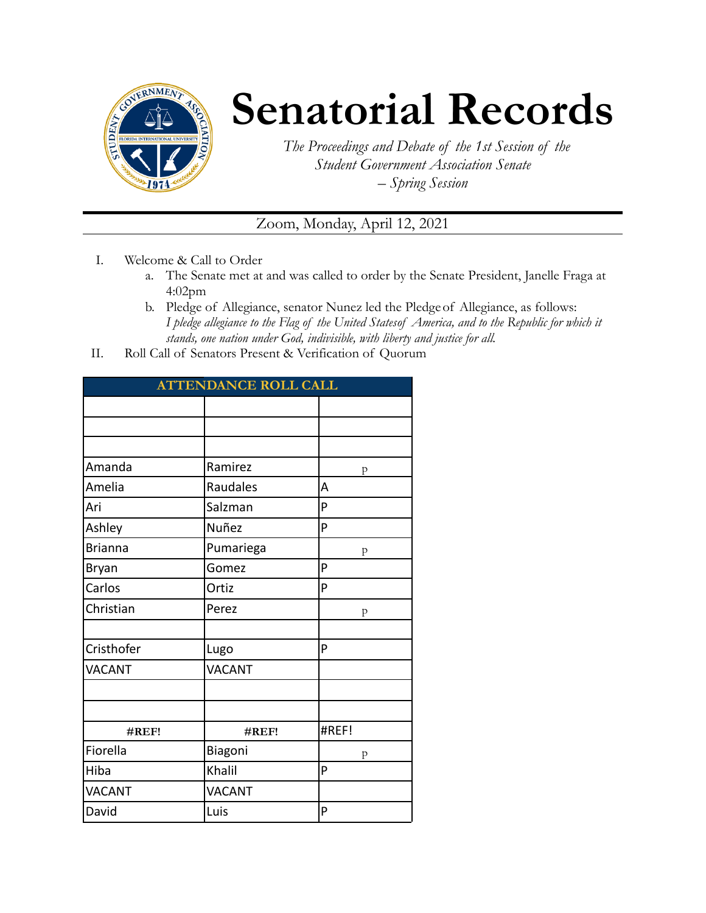# Senatorial Records

*The Proceedings and Debate of the 1st Session of the Student Government Association Senate – Spring Session*

Zoom, Monday, April 12, 2021

I. Welcome & Call to Order
   a. The Senate met at and was called to order by the Senate President, Janelle Fraga at 4:02pm
   b. Pledge of Allegiance, senator Nunez led the Pledge of Allegiance, as follows: *I pledge allegiance to the Flag of the United Statesof America, and to the Republic for which it stands, one nation under God, indivisible, with liberty and justice for all.*

II. Roll Call of Senators Present & Verification of Quorum

| ATTENDANCE ROLL CALL | | |
|---|---|---|
| | | |
| | | |
| | | |
| Amanda | Ramirez | p |
| Amelia | Raudales | A |
| Ari | Salzman | P |
| Ashley | Nuñez | P |
| Brianna | Pumariega | p |
| Bryan | Gomez | P |
| Carlos | Ortiz | P |
| Christian | Perez | p |
| | | |
| Cristhofer | Lugo | P |
| VACANT | VACANT | |
| | | |
| | | |
| #REF! | #REF! | #REF! |
| Fiorella | Biagoni | p |
| Hiba | Khalil | P |
| VACANT | VACANT | |
| David | Luis | P |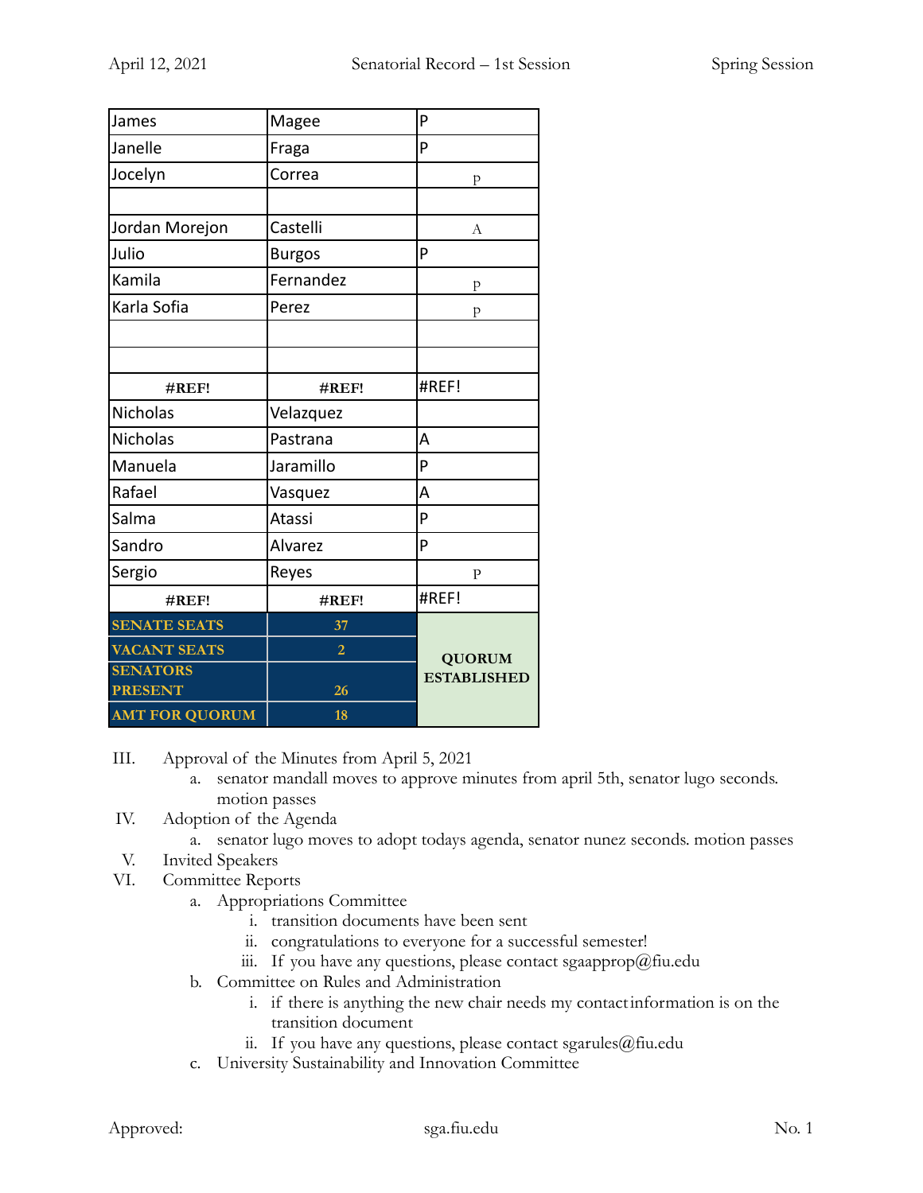| James | Magee | P |
|---|---|---|
| Janelle | Fraga | P |
| Jocelyn | Correa | p |
| | | |
| Jordan Morejon | Castelli | A |
| Julio | Burgos | P |
| Kamila | Fernandez | p |
| Karla Sofia | Perez | p |
| | | |
| | | |
| **#REF!** | **#REF!** | #REF! |
| Nicholas | Velazquez | |
| Nicholas | Pastrana | A |
| Manuela | Jaramillo | P |
| Rafael | Vasquez | A |
| Salma | Atassi | P |
| Sandro | Alvarez | P |
| Sergio | Reyes | P |
| **#REF!** | **#REF!** | #REF! |
| **SENATE SEATS** | **37** | **QUORUM ESTABLISHED** |
| **VACANT SEATS** | **2** | |
| **SENATORS PRESENT** | **26** | |
| **AMT FOR QUORUM** | **18** | |

III. Approval of the Minutes from April 5, 2021
   a. senator mandall moves to approve minutes from april 5th, senator lugo seconds. motion passes

IV. Adoption of the Agenda
   a. senator lugo moves to adopt todays agenda, senator nunez seconds. motion passes

V. Invited Speakers

VI. Committee Reports
   a. Appropriations Committee
      i. transition documents have been sent
      ii. congratulations to everyone for a successful semester!
      iii. If you have any questions, please contact sgaapprop@fiu.edu
   b. Committee on Rules and Administration
      i. if there is anything the new chair needs my contact information is on the transition document
      ii. If you have any questions, please contact sgarules@fiu.edu
   c. University Sustainability and Innovation Committee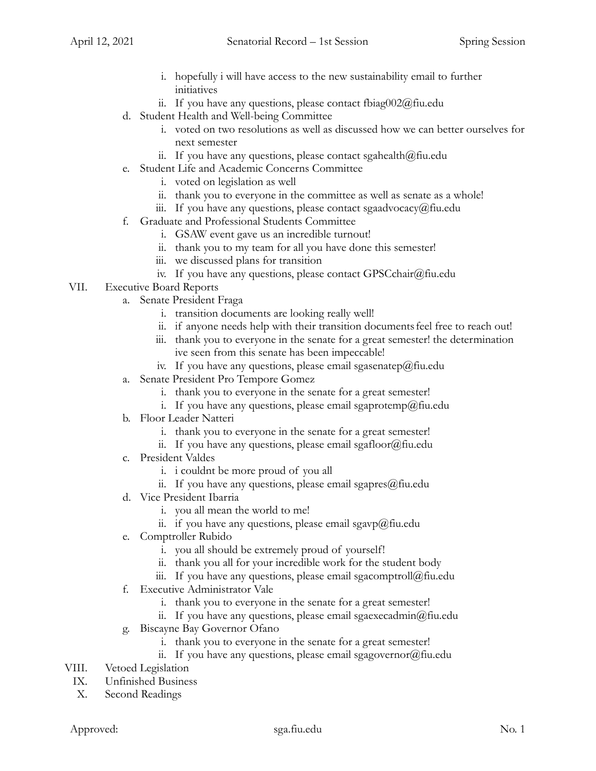i. hopefully i will have access to the new sustainability email to further initiatives
            ii. If you have any questions, please contact fbiag002@fiu.edu
    d. Student Health and Well-being Committee
        i. voted on two resolutions as well as discussed how we can better ourselves for next semester
        ii. If you have any questions, please contact sgahealth@fiu.edu
    e. Student Life and Academic Concerns Committee
        i. voted on legislation as well
        ii. thank you to everyone in the committee as well as senate as a whole!
        iii. If you have any questions, please contact sgaadvocacy@fiu.edu
    f. Graduate and Professional Students Committee
        i. GSAW event gave us an incredible turnout!
        ii. thank you to my team for all you have done this semester!
        iii. we discussed plans for transition
        iv. If you have any questions, please contact GPSCchair@fiu.edu

VII. Executive Board Reports
    a. Senate President Fraga
        i. transition documents are looking really well!
        ii. if anyone needs help with their transition documents feel free to reach out!
        iii. thank you to everyone in the senate for a great semester! the determination ive seen from this senate has been impeccable!
        iv. If you have any questions, please email sgasenatep@fiu.edu
    a. Senate President Pro Tempore Gomez
        i. thank you to everyone in the senate for a great semester!
        i. If you have any questions, please email sgaprotemp@fiu.edu
    b. Floor Leader Natteri
        i. thank you to everyone in the senate for a great semester!
        ii. If you have any questions, please email sgafloor@fiu.edu
    c. President Valdes
        i. i couldnt be more proud of you all
        ii. If you have any questions, please email sgapres@fiu.edu
    d. Vice President Ibarria
        i. you all mean the world to me!
        ii. if you have any questions, please email sgavp@fiu.edu
    e. Comptroller Rubido
        i. you all should be extremely proud of yourself!
        ii. thank you all for your incredible work for the student body
        iii. If you have any questions, please email sgacomptroll@fiu.edu
    f. Executive Administrator Vale
        i. thank you to everyone in the senate for a great semester!
        ii. If you have any questions, please email sgaexecadmin@fiu.edu
    g. Biscayne Bay Governor Ofano
        i. thank you to everyone in the senate for a great semester!
        ii. If you have any questions, please email sgagovernor@fiu.edu

VIII. Vetoed Legislation

IX. Unfinished Business

X. Second Readings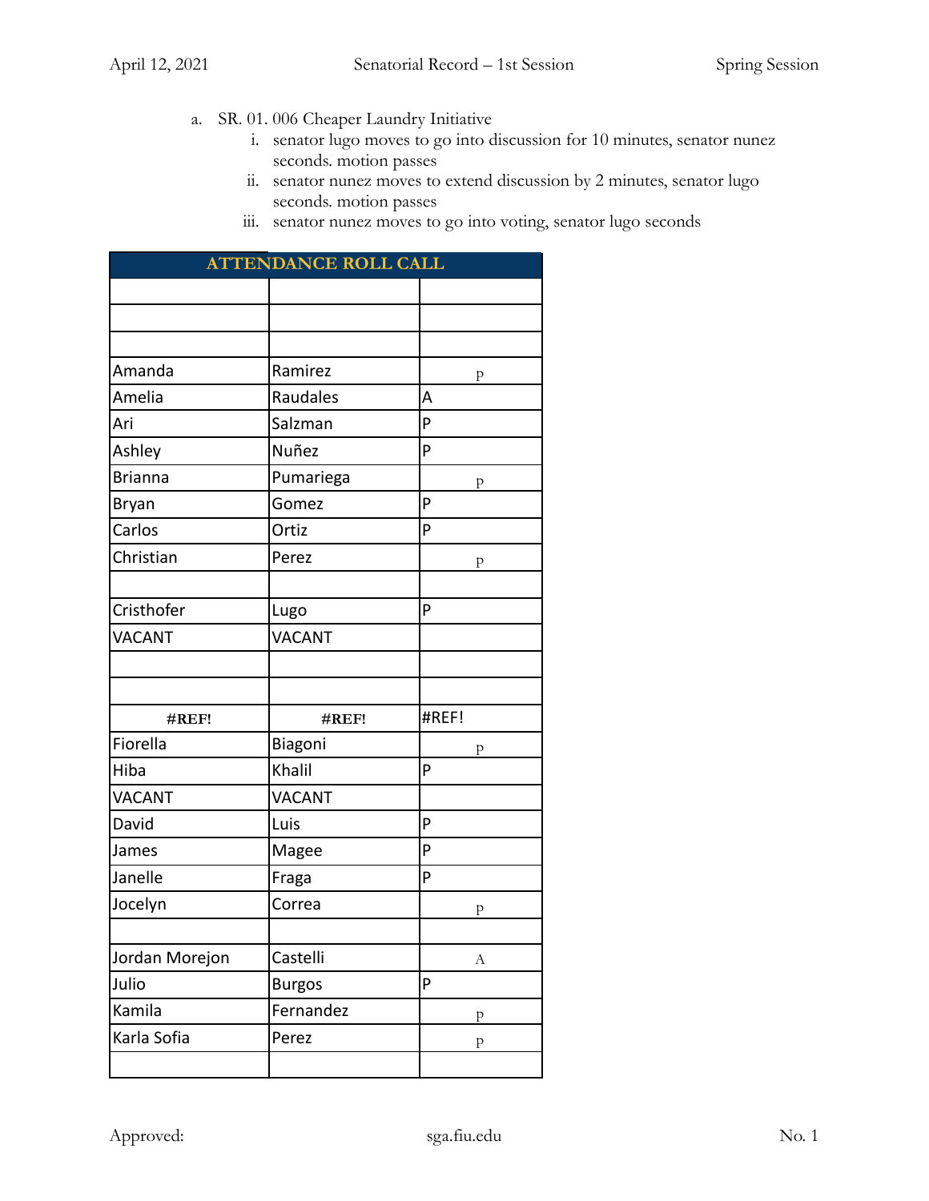a. SR. 01. 006 Cheaper Laundry Initiative
   i. senator lugo moves to go into discussion for 10 minutes, senator nunez seconds. motion passes
   ii. senator nunez moves to extend discussion by 2 minutes, senator lugo seconds. motion passes
   iii. senator nunez moves to go into voting, senator lugo seconds

| ATTENDANCE ROLL CALL | | |
|---|---|---|
| | | |
| | | |
| | | |
| Amanda | Ramirez | p |
| Amelia | Raudales | A |
| Ari | Salzman | P |
| Ashley | Nuñez | P |
| Brianna | Pumariega | p |
| Bryan | Gomez | P |
| Carlos | Ortiz | P |
| Christian | Perez | p |
| | | |
| Cristhofer | Lugo | P |
| VACANT | VACANT | |
| | | |
| | | |
| **#REF!** | **#REF!** | #REF! |
| Fiorella | Biagoni | p |
| Hiba | Khalil | P |
| VACANT | VACANT | |
| David | Luis | P |
| James | Magee | P |
| Janelle | Fraga | P |
| Jocelyn | Correa | p |
| | | |
| Jordan Morejon | Castelli | A |
| Julio | Burgos | P |
| Kamila | Fernandez | p |
| Karla Sofia | Perez | p |
| | | |

Approved: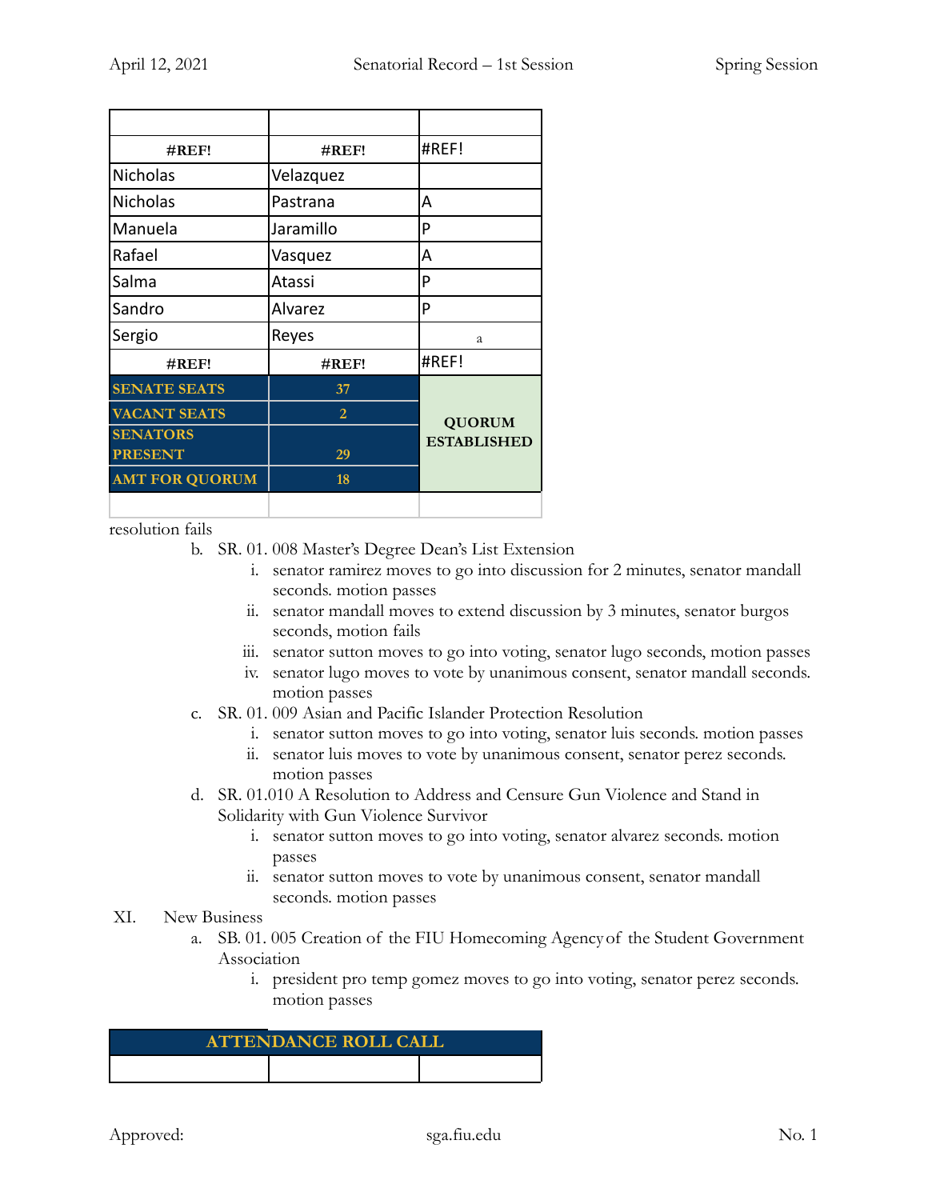| | | |
|---|---|---|
| **#REF!** | **#REF!** | #REF! |
| Nicholas | Velazquez | |
| Nicholas | Pastrana | A |
| Manuela | Jaramillo | P |
| Rafael | Vasquez | A |
| Salma | Atassi | P |
| Sandro | Alvarez | P |
| Sergio | Reyes | a |
| **#REF!** | **#REF!** | #REF! |
| **SENATE SEATS** | **37** | **QUORUM ESTABLISHED** |
| **VACANT SEATS** | **2** | |
| **SENATORS PRESENT** | **29** | |
| **AMT FOR QUORUM** | **18** | |
| | | |

resolution fails

b. SR. 01. 008 Master's Degree Dean's List Extension
   i. senator ramirez moves to go into discussion for 2 minutes, senator mandall seconds. motion passes
   ii. senator mandall moves to extend discussion by 3 minutes, senator burgos seconds, motion fails
   iii. senator sutton moves to go into voting, senator lugo seconds, motion passes
   iv. senator lugo moves to vote by unanimous consent, senator mandall seconds. motion passes

c. SR. 01. 009 Asian and Pacific Islander Protection Resolution
   i. senator sutton moves to go into voting, senator luis seconds. motion passes
   ii. senator luis moves to vote by unanimous consent, senator perez seconds. motion passes

d. SR. 01.010 A Resolution to Address and Censure Gun Violence and Stand in Solidarity with Gun Violence Survivor
   i. senator sutton moves to go into voting, senator alvarez seconds. motion passes
   ii. senator sutton moves to vote by unanimous consent, senator mandall seconds. motion passes

XI. New Business

a. SB. 01. 005 Creation of the FIU Homecoming Agency of the Student Government Association
   i. president pro temp gomez moves to go into voting, senator perez seconds. motion passes

| ATTENDANCE ROLL CALL | | |
|---|---|---|
| | | |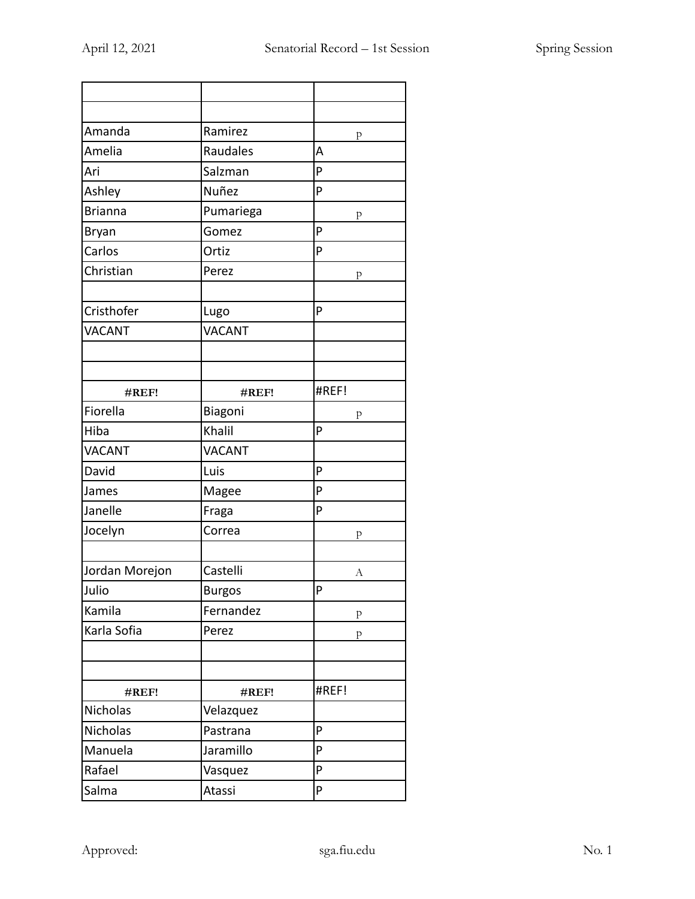| | | |
|---|---|---|
| | | |
| Amanda | Ramirez | P |
| Amelia | Raudales | A |
| Ari | Salzman | P |
| Ashley | Nuñez | P |
| Brianna | Pumariega | P |
| Bryan | Gomez | P |
| Carlos | Ortiz | P |
| Christian | Perez | P |
| | | |
| Cristhofer | Lugo | P |
| VACANT | VACANT | |
| | | |
| | | |
| **#REF!** | **#REF!** | #REF! |
| Fiorella | Biagoni | P |
| Hiba | Khalil | P |
| VACANT | VACANT | |
| David | Luis | P |
| James | Magee | P |
| Janelle | Fraga | P |
| Jocelyn | Correa | P |
| | | |
| Jordan Morejon | Castelli | A |
| Julio | Burgos | P |
| Kamila | Fernandez | P |
| Karla Sofia | Perez | P |
| | | |
| | | |
| **#REF!** | **#REF!** | #REF! |
| Nicholas | Velazquez | |
| Nicholas | Pastrana | P |
| Manuela | Jaramillo | P |
| Rafael | Vasquez | P |
| Salma | Atassi | P |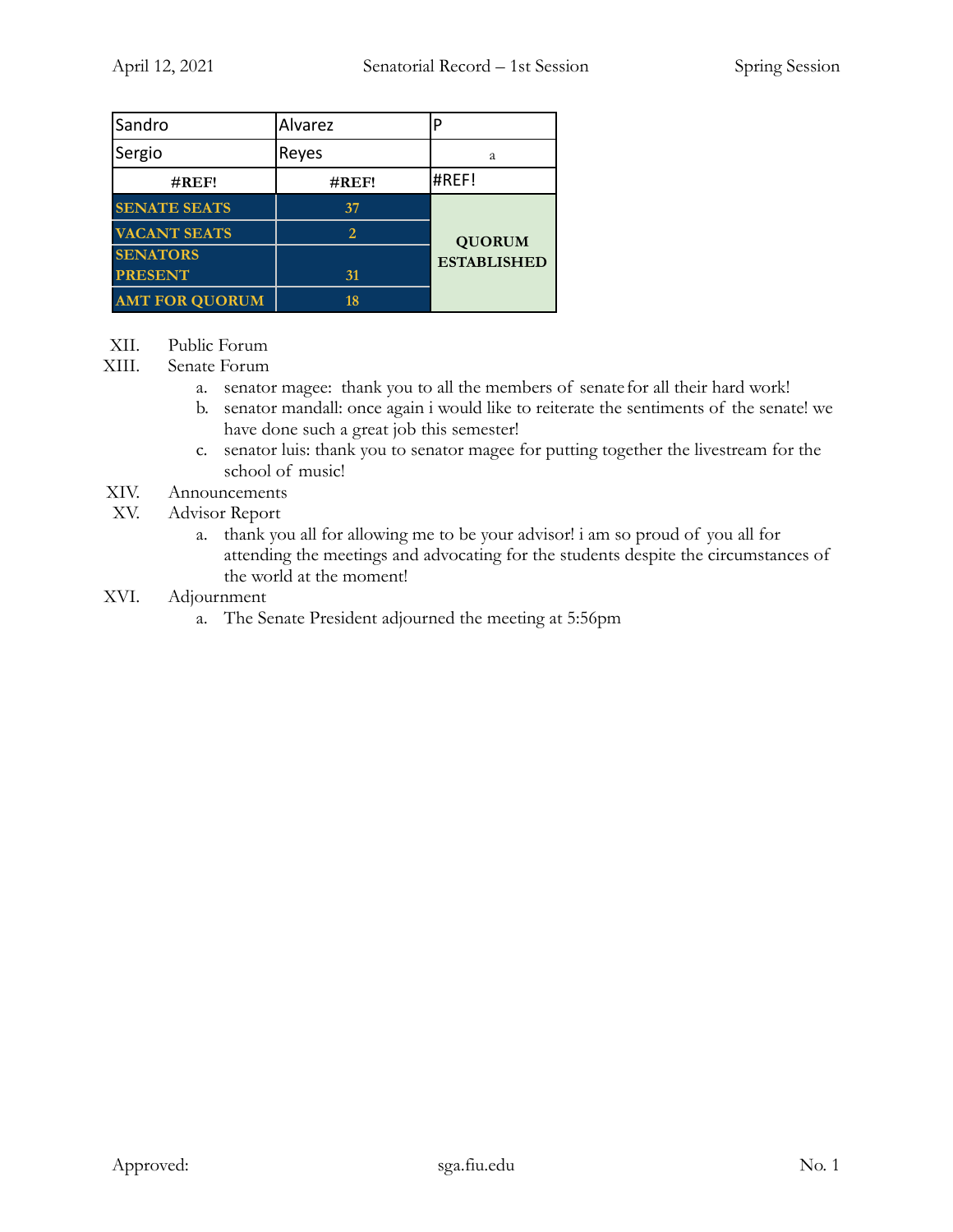| | | |
|---|---|---|
| Sandro | Alvarez | P |
| Sergio | Reyes | a |
| #REF! | #REF! | #REF! |
| **SENATE SEATS** | **37** | **QUORUM ESTABLISHED** |
| **VACANT SEATS** | **2** | |
| **SENATORS PRESENT** | **31** | |
| **AMT FOR QUORUM** | **18** | |

XII. Public Forum

XIII. Senate Forum

a. senator magee: thank you to all the members of senate for all their hard work!

b. senator mandall: once again i would like to reiterate the sentiments of the senate! we have done such a great job this semester!

c. senator luis: thank you to senator magee for putting together the livestream for the school of music!

XIV. Announcements

XV. Advisor Report

a. thank you all for allowing me to be your advisor! i am so proud of you all for attending the meetings and advocating for the students despite the circumstances of the world at the moment!

XVI. Adjournment

a. The Senate President adjourned the meeting at 5:56pm

Approved: